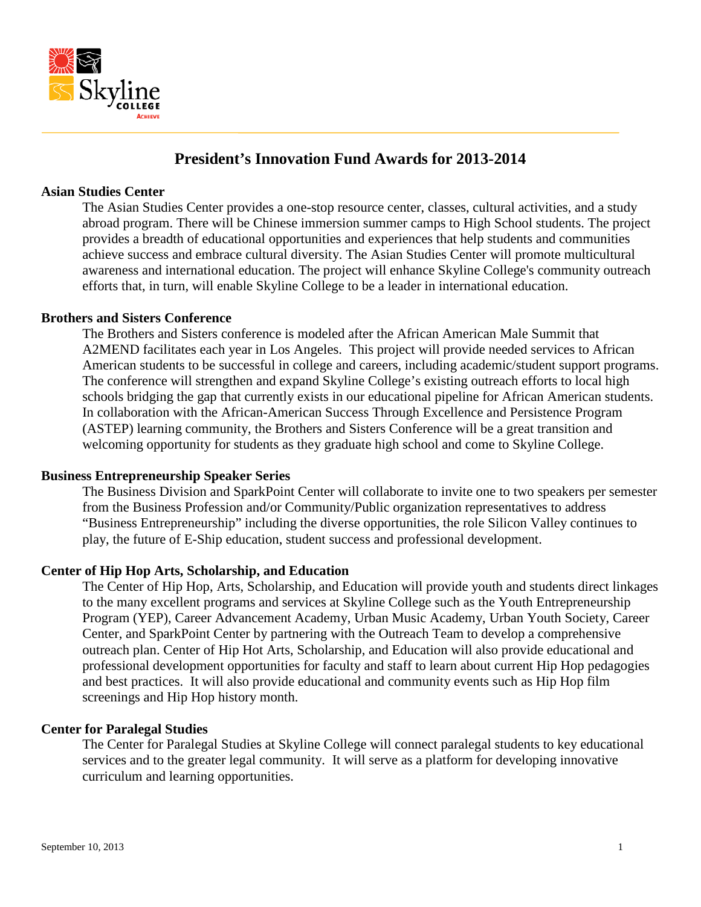# President's Innovation Fund Awards for 2013-2014

### Asian Studies Center

The Asian Studies Center provides a one-stop resource center, classes, cultural activities, and a study abroad program. There will be Chinese immersion summer camps to High School students. The project provides a breadth of educational opportunities and experiences that help students and communities achieve success and embrace cultural diversity. The Asian Studies Center will promote multicultural awareness and international education. The project will enhance Skyline College's community outreach efforts that, in turn, will enable Skyline College to be a leader in international education.

### Brothers and Sisters Conference

The Brothers and Sisters conference is modeled after the African American Male Summit that A2MEND facilitates each year in Los Angeles. This project will provide needed services to African American students to be successful in college and careers, including academic/student support programs. The conference will strengthen and expand Skyline College's existing outreach efforts to local high schools bridging the gap that currently exists in our educational pipeline for African American students. In collaboration with the African-American Success Through Excellence and Persistence Program (ASTEP) learning community, the Brothers and Sisters Conference will be a great transition and welcoming opportunity for students as they graduate high school and come to Skyline College.

### Business Entrepreneurship Speaker Series

The Business Division and SparkPoint Center will collaborate to invite one to two speakers per semester from the Business Profession and/or Community/Public organization representatives to address "Business Entrepreneurship" including the diverse opportunities, the role Silicon Valley continues to play, the future of E-Ship education, student success and professional development.

### Center of Hip Hop Arts, Scholarship, and Education

The Center of Hip Hop, Arts, Scholarship, and Education will provide youth and students direct linkages to the many excellent programs and services at Skyline College such as the Youth Entrepreneurship Program (YEP), Career Advancement Academy, Urban Music Academy, Urban Youth Society, Career Center, and SparkPoint Center by partnering with the Outreach Team to develop a comprehensive outreach plan. Center of Hip Hot Arts, Scholarship, and Education will also provide educational and professional development opportunities for faculty and staff to learn about current Hip Hop pedagogies and best practices. It will also provide educational and community events such as Hip Hop film screenings and Hip Hop history month.

### Center for Paralegal Studies

The Center for Paralegal Studies at Skyline College will connect paralegal students to key educational services and to the greater legal community. It will serve as a platform for developing innovative curriculum and learning opportunities.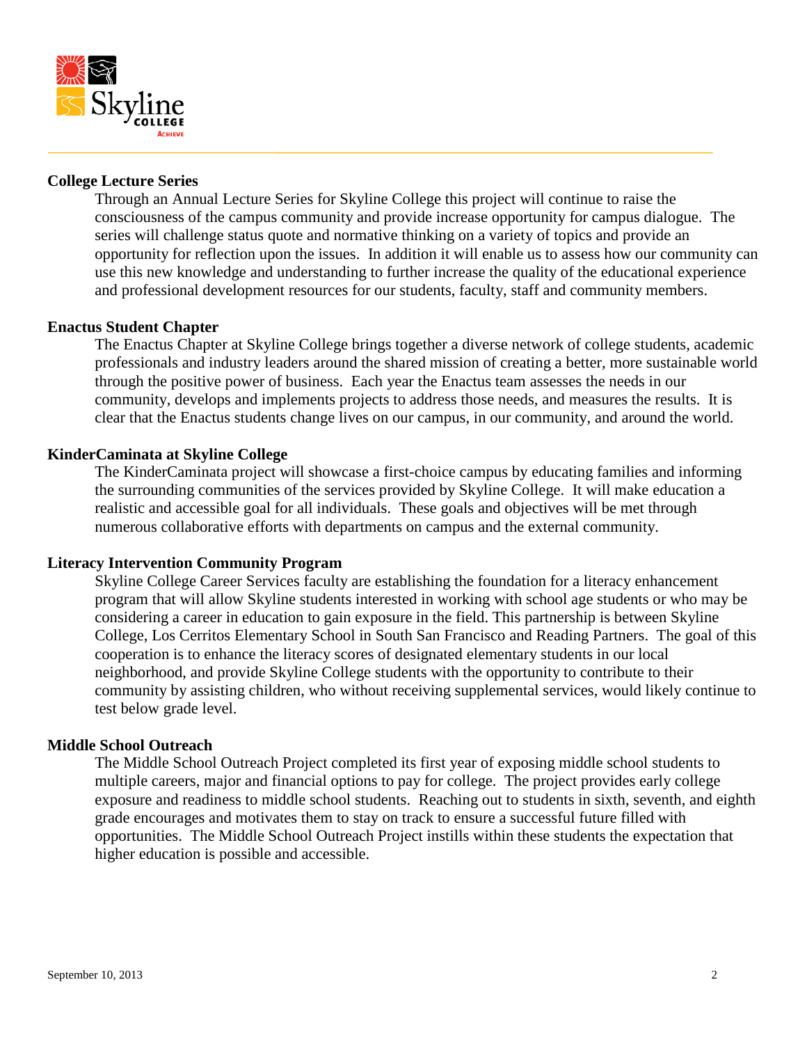**College Lecture Series**

Through an Annual Lecture Series for Skyline College this project will continue to raise the consciousness of the campus community and provide increase opportunity for campus dialogue. The series will challenge status quote and normative thinking on a variety of topics and provide an opportunity for reflection upon the issues. In addition it will enable us to assess how our community can use this new knowledge and understanding to further increase the quality of the educational experience and professional development resources for our students, faculty, staff and community members.

**Enactus Student Chapter**

The Enactus Chapter at Skyline College brings together a diverse network of college students, academic professionals and industry leaders around the shared mission of creating a better, more sustainable world through the positive power of business. Each year the Enactus team assesses the needs in our community, develops and implements projects to address those needs, and measures the results. It is clear that the Enactus students change lives on our campus, in our community, and around the world.

**KinderCaminata at Skyline College**

The KinderCaminata project will showcase a first-choice campus by educating families and informing the surrounding communities of the services provided by Skyline College. It will make education a realistic and accessible goal for all individuals. These goals and objectives will be met through numerous collaborative efforts with departments on campus and the external community.

**Literacy Intervention Community Program**

Skyline College Career Services faculty are establishing the foundation for a literacy enhancement program that will allow Skyline students interested in working with school age students or who may be considering a career in education to gain exposure in the field. This partnership is between Skyline College, Los Cerritos Elementary School in South San Francisco and Reading Partners. The goal of this cooperation is to enhance the literacy scores of designated elementary students in our local neighborhood, and provide Skyline College students with the opportunity to contribute to their community by assisting children, who without receiving supplemental services, would likely continue to test below grade level.

**Middle School Outreach**

The Middle School Outreach Project completed its first year of exposing middle school students to multiple careers, major and financial options to pay for college. The project provides early college exposure and readiness to middle school students. Reaching out to students in sixth, seventh, and eighth grade encourages and motivates them to stay on track to ensure a successful future filled with opportunities. The Middle School Outreach Project instills within these students the expectation that higher education is possible and accessible.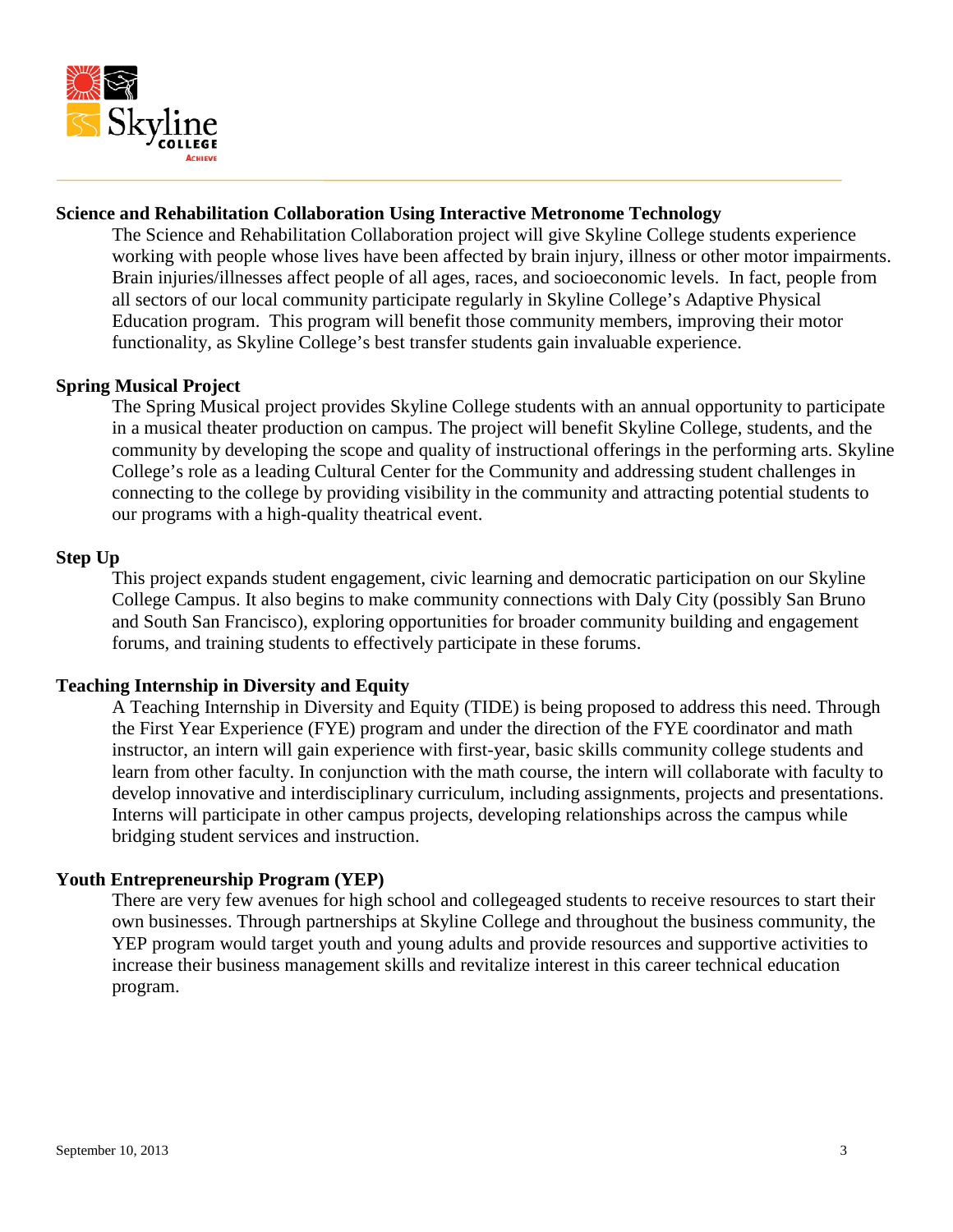**Science and Rehabilitation Collaboration Using Interactive Metronome Technology**

The Science and Rehabilitation Collaboration project will give Skyline College students experience working with people whose lives have been affected by brain injury, illness or other motor impairments. Brain injuries/illnesses affect people of all ages, races, and socioeconomic levels. In fact, people from all sectors of our local community participate regularly in Skyline College's Adaptive Physical Education program. This program will benefit those community members, improving their motor functionality, as Skyline College's best transfer students gain invaluable experience.

**Spring Musical Project**

The Spring Musical project provides Skyline College students with an annual opportunity to participate in a musical theater production on campus. The project will benefit Skyline College, students, and the community by developing the scope and quality of instructional offerings in the performing arts. Skyline College's role as a leading Cultural Center for the Community and addressing student challenges in connecting to the college by providing visibility in the community and attracting potential students to our programs with a high-quality theatrical event.

**Step Up**

This project expands student engagement, civic learning and democratic participation on our Skyline College Campus. It also begins to make community connections with Daly City (possibly San Bruno and South San Francisco), exploring opportunities for broader community building and engagement forums, and training students to effectively participate in these forums.

**Teaching Internship in Diversity and Equity**

A Teaching Internship in Diversity and Equity (TIDE) is being proposed to address this need. Through the First Year Experience (FYE) program and under the direction of the FYE coordinator and math instructor, an intern will gain experience with first-year, basic skills community college students and learn from other faculty. In conjunction with the math course, the intern will collaborate with faculty to develop innovative and interdisciplinary curriculum, including assignments, projects and presentations. Interns will participate in other campus projects, developing relationships across the campus while bridging student services and instruction.

**Youth Entrepreneurship Program (YEP)**

There are very few avenues for high school and collegeaged students to receive resources to start their own businesses. Through partnerships at Skyline College and throughout the business community, the YEP program would target youth and young adults and provide resources and supportive activities to increase their business management skills and revitalize interest in this career technical education program.